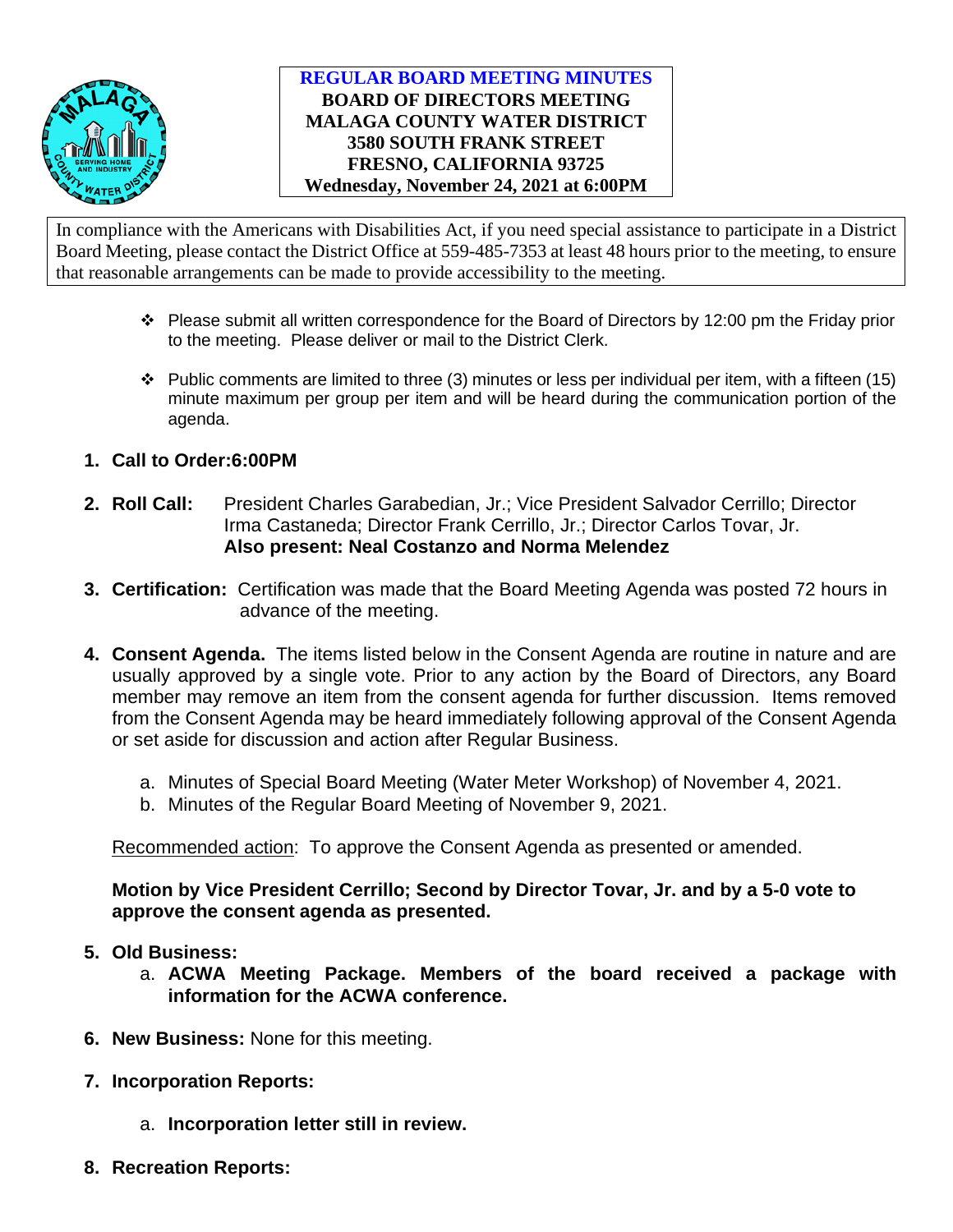# REGULAR BOARD MEETING MINUTES
## BOARD OF DIRECTORS MEETING
## MALAGA COUNTY WATER DISTRICT
## 3580 SOUTH FRANK STREET
## FRESNO, CALIFORNIA 93725
## Wednesday, November 24, 2021 at 6:00PM

In compliance with the Americans with Disabilities Act, if you need special assistance to participate in a District Board Meeting, please contact the District Office at 559-485-7353 at least 48 hours prior to the meeting, to ensure that reasonable arrangements can be made to provide accessibility to the meeting.

- Please submit all written correspondence for the Board of Directors by 12:00 pm the Friday prior to the meeting. Please deliver or mail to the District Clerk.
- Public comments are limited to three (3) minutes or less per individual per item, with a fifteen (15) minute maximum per group per item and will be heard during the communication portion of the agenda.

1. **Call to Order:6:00PM**

2. **Roll Call:** President Charles Garabedian, Jr.; Vice President Salvador Cerrillo; Director Irma Castaneda; Director Frank Cerrillo, Jr.; Director Carlos Tovar, Jr.
   **Also present: Neal Costanzo and Norma Melendez**

3. **Certification:** Certification was made that the Board Meeting Agenda was posted 72 hours in advance of the meeting.

4. **Consent Agenda.** The items listed below in the Consent Agenda are routine in nature and are usually approved by a single vote. Prior to any action by the Board of Directors, any Board member may remove an item from the consent agenda for further discussion. Items removed from the Consent Agenda may be heard immediately following approval of the Consent Agenda or set aside for discussion and action after Regular Business.

   a. Minutes of Special Board Meeting (Water Meter Workshop) of November 4, 2021.
   b. Minutes of the Regular Board Meeting of November 9, 2021.

   Recommended action: To approve the Consent Agenda as presented or amended.

   **Motion by Vice President Cerrillo; Second by Director Tovar, Jr. and by a 5-0 vote to approve the consent agenda as presented.**

5. **Old Business:**
   a. **ACWA Meeting Package. Members of the board received a package with information for the ACWA conference.**

6. **New Business:** None for this meeting.

7. **Incorporation Reports:**

   a. **Incorporation letter still in review.**

8. **Recreation Reports:**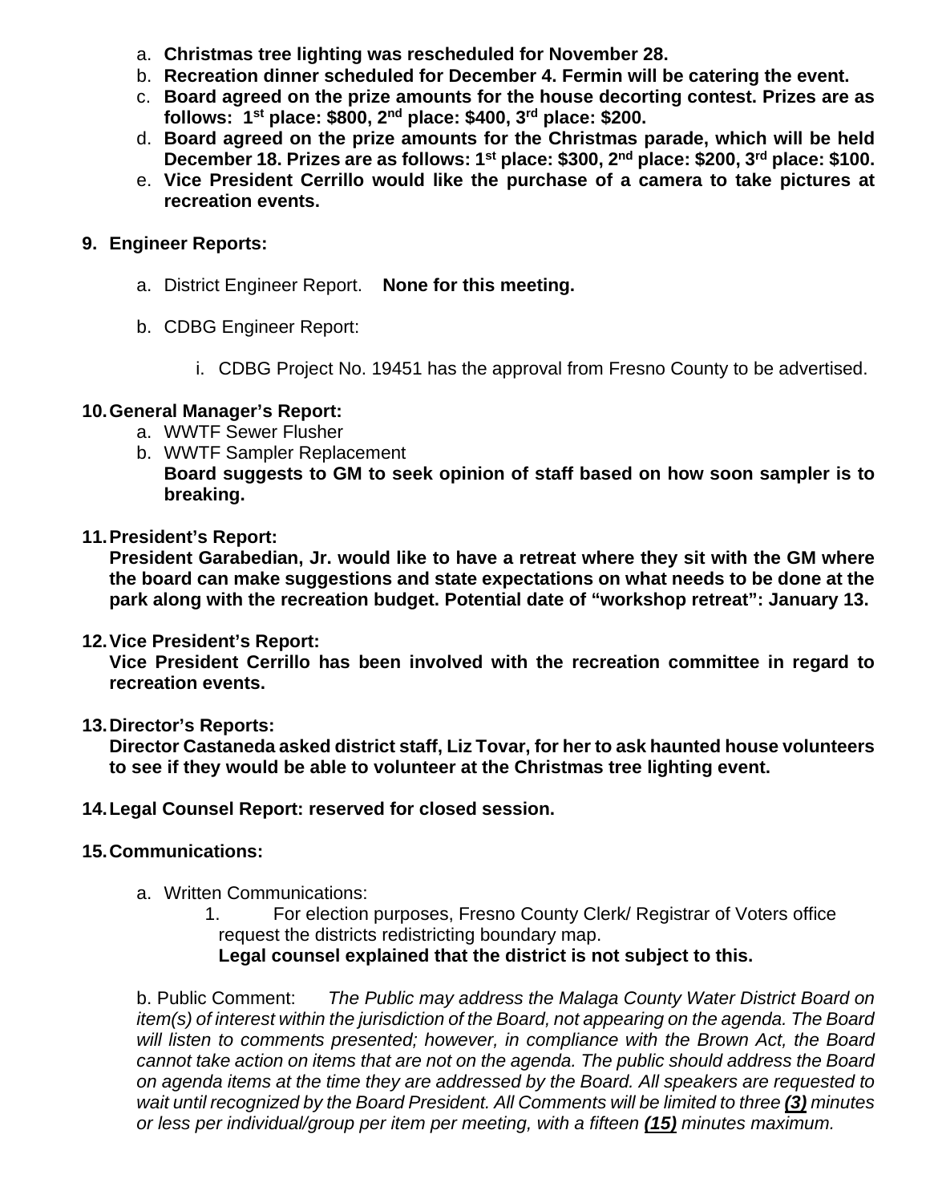a. **Christmas tree lighting was rescheduled for November 28.**
b. **Recreation dinner scheduled for December 4. Fermin will be catering the event.**
c. **Board agreed on the prize amounts for the house decorting contest. Prizes are as follows: 1st place: $800, 2nd place: $400, 3rd place: $200.**
d. **Board agreed on the prize amounts for the Christmas parade, which will be held December 18. Prizes are as follows: 1st place: $300, 2nd place: $200, 3rd place: $100.**
e. **Vice President Cerrillo would like the purchase of a camera to take pictures at recreation events.**

**9. Engineer Reports:**

a. District Engineer Report. **None for this meeting.**

b. CDBG Engineer Report:

i. CDBG Project No. 19451 has the approval from Fresno County to be advertised.

**10. General Manager's Report:**

a. WWTF Sewer Flusher
b. WWTF Sampler Replacement
**Board suggests to GM to seek opinion of staff based on how soon sampler is to breaking.**

**11. President's Report:**
**President Garabedian, Jr. would like to have a retreat where they sit with the GM where the board can make suggestions and state expectations on what needs to be done at the park along with the recreation budget. Potential date of "workshop retreat": January 13.**

**12. Vice President's Report:**
**Vice President Cerrillo has been involved with the recreation committee in regard to recreation events.**

**13. Director's Reports:**
**Director Castaneda asked district staff, Liz Tovar, for her to ask haunted house volunteers to see if they would be able to volunteer at the Christmas tree lighting event.**

**14. Legal Counsel Report: reserved for closed session.**

**15. Communications:**

a. Written Communications:

1. For election purposes, Fresno County Clerk/ Registrar of Voters office request the districts redistricting boundary map.
**Legal counsel explained that the district is not subject to this.**

b. Public Comment: *The Public may address the Malaga County Water District Board on item(s) of interest within the jurisdiction of the Board, not appearing on the agenda. The Board will listen to comments presented; however, in compliance with the Brown Act, the Board cannot take action on items that are not on the agenda. The public should address the Board on agenda items at the time they are addressed by the Board. All speakers are requested to wait until recognized by the Board President. All Comments will be limited to three* ***(3)*** *minutes or less per individual/group per item per meeting, with a fifteen* ***(15)*** *minutes maximum.*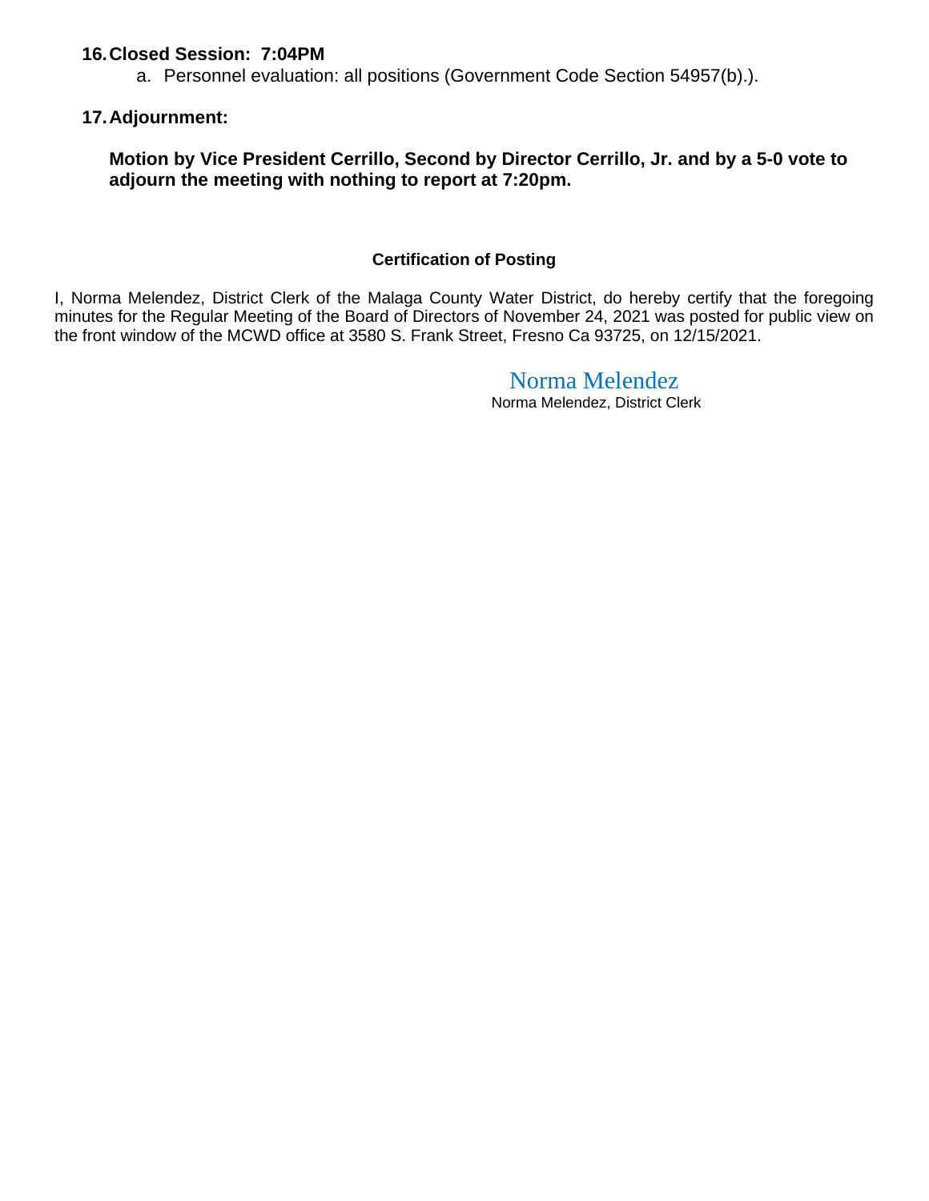**16. Closed Session: 7:04PM**

a. Personnel evaluation: all positions (Government Code Section 54957(b).).

**17. Adjournment:**

**Motion by Vice President Cerrillo, Second by Director Cerrillo, Jr. and by a 5-0 vote to adjourn the meeting with nothing to report at 7:20pm.**

**Certification of Posting**

I, Norma Melendez, District Clerk of the Malaga County Water District, do hereby certify that the foregoing minutes for the Regular Meeting of the Board of Directors of November 24, 2021 was posted for public view on the front window of the MCWD office at 3580 S. Frank Street, Fresno Ca 93725, on 12/15/2021.

Norma Melendez

Norma Melendez, District Clerk